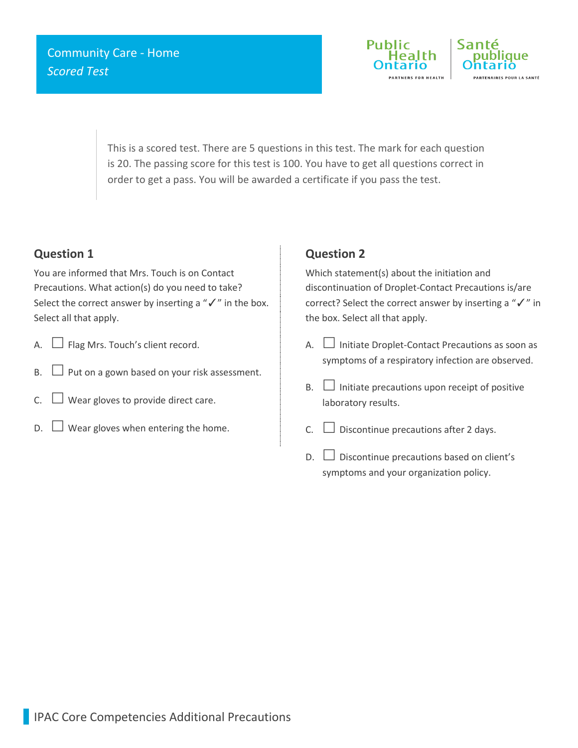# Community Care - Home

*Scored Test*

This is a scored test. There are 5 questions in this test. The mark for each question is 20. The passing score for this test is 100. You have to get all questions correct in order to get a pass. You will be awarded a certificate if you pass the test.

## Question 1

You are informed that Mrs. Touch is on Contact Precautions. What action(s) do you need to take? Select the correct answer by inserting a "✓" in the box. Select all that apply.

A. ☐ Flag Mrs. Touch's client record.

B. ☐ Put on a gown based on your risk assessment.

C. ☐ Wear gloves to provide direct care.

D. ☐ Wear gloves when entering the home.

## Question 2

Which statement(s) about the initiation and discontinuation of Droplet-Contact Precautions is/are correct? Select the correct answer by inserting a "✓" in the box. Select all that apply.

A. ☐ Initiate Droplet-Contact Precautions as soon as symptoms of a respiratory infection are observed.

B. ☐ Initiate precautions upon receipt of positive laboratory results.

C. ☐ Discontinue precautions after 2 days.

D. ☐ Discontinue precautions based on client's symptoms and your organization policy.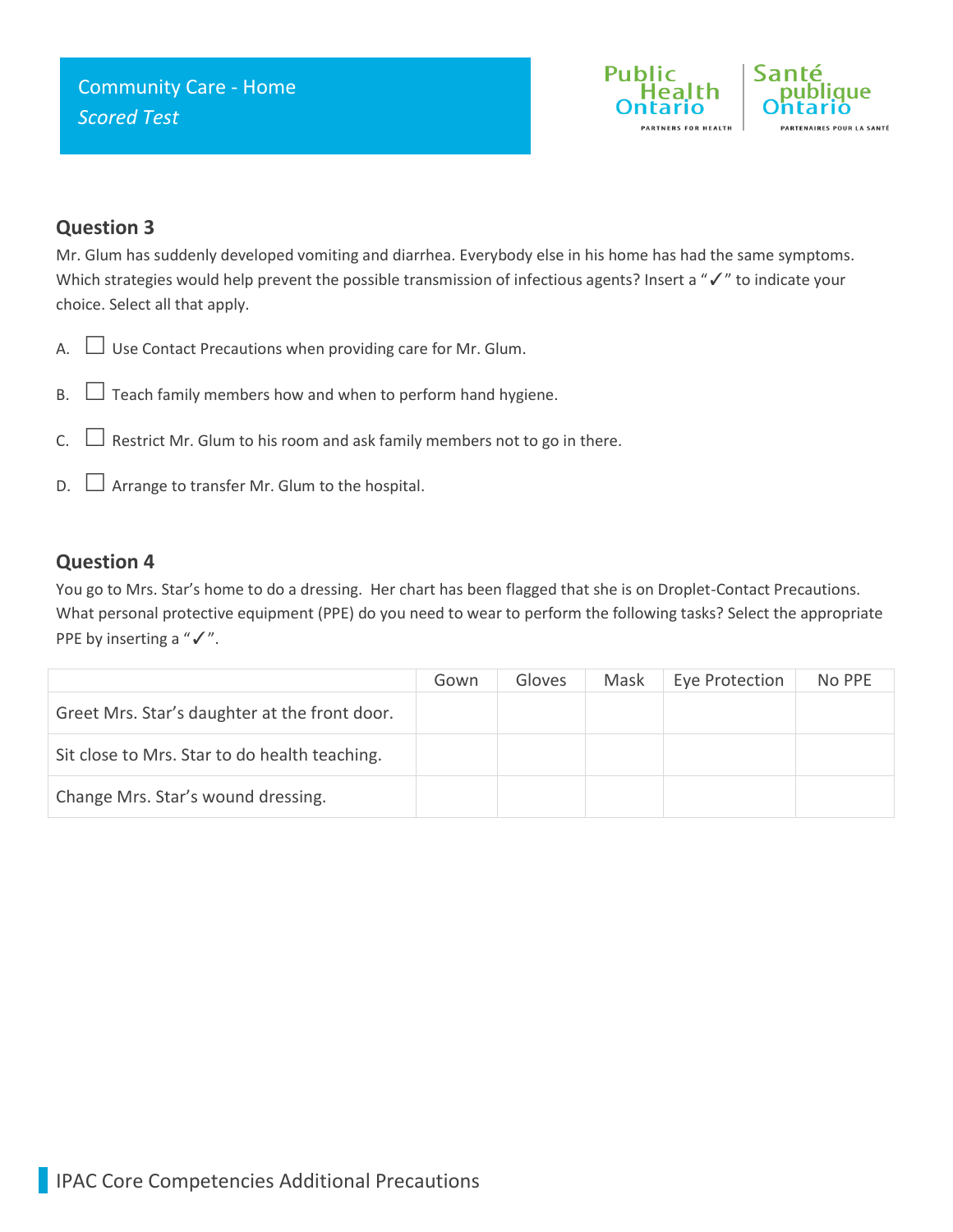## Question 3

Mr. Glum has suddenly developed vomiting and diarrhea. Everybody else in his home has had the same symptoms. Which strategies would help prevent the possible transmission of infectious agents? Insert a "✓" to indicate your choice. Select all that apply.

A. ☐ Use Contact Precautions when providing care for Mr. Glum.

B. ☐ Teach family members how and when to perform hand hygiene.

C. ☐ Restrict Mr. Glum to his room and ask family members not to go in there.

D. ☐ Arrange to transfer Mr. Glum to the hospital.

## Question 4

You go to Mrs. Star's home to do a dressing. Her chart has been flagged that she is on Droplet-Contact Precautions. What personal protective equipment (PPE) do you need to wear to perform the following tasks? Select the appropriate PPE by inserting a "✓".

| | Gown | Gloves | Mask | Eye Protection | No PPE |
|---|---|---|---|---|---|
| Greet Mrs. Star's daughter at the front door. | | | | | |
| Sit close to Mrs. Star to do health teaching. | | | | | |
| Change Mrs. Star's wound dressing. | | | | | |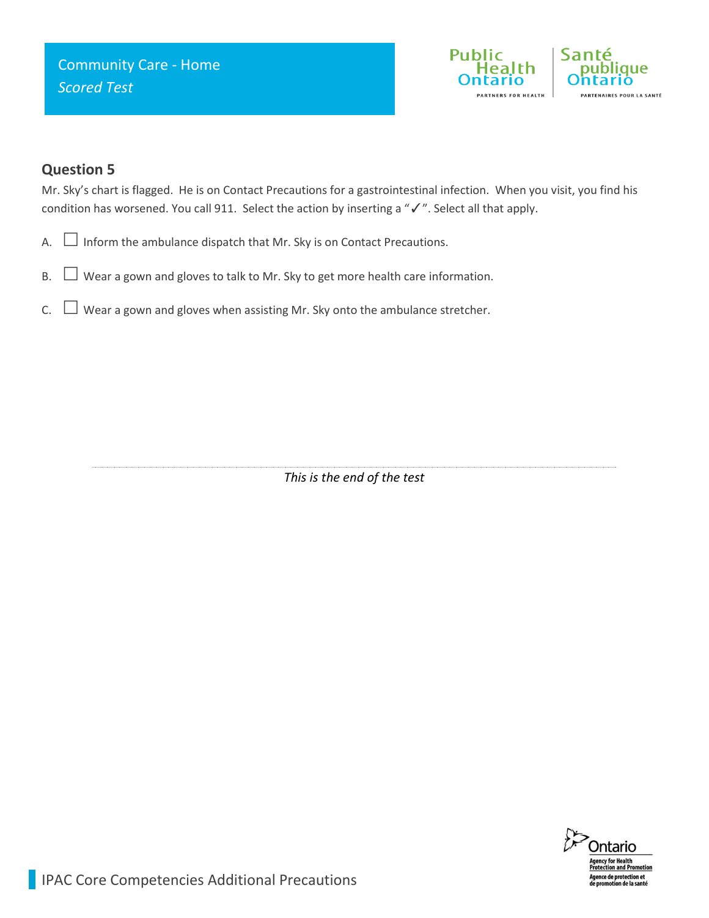## Question 5

Mr. Sky's chart is flagged. He is on Contact Precautions for a gastrointestinal infection. When you visit, you find his condition has worsened. You call 911. Select the action by inserting a "✓". Select all that apply.

A. ☐ Inform the ambulance dispatch that Mr. Sky is on Contact Precautions.

B. ☐ Wear a gown and gloves to talk to Mr. Sky to get more health care information.

C. ☐ Wear a gown and gloves when assisting Mr. Sky onto the ambulance stretcher.

---

*This is the end of the test*